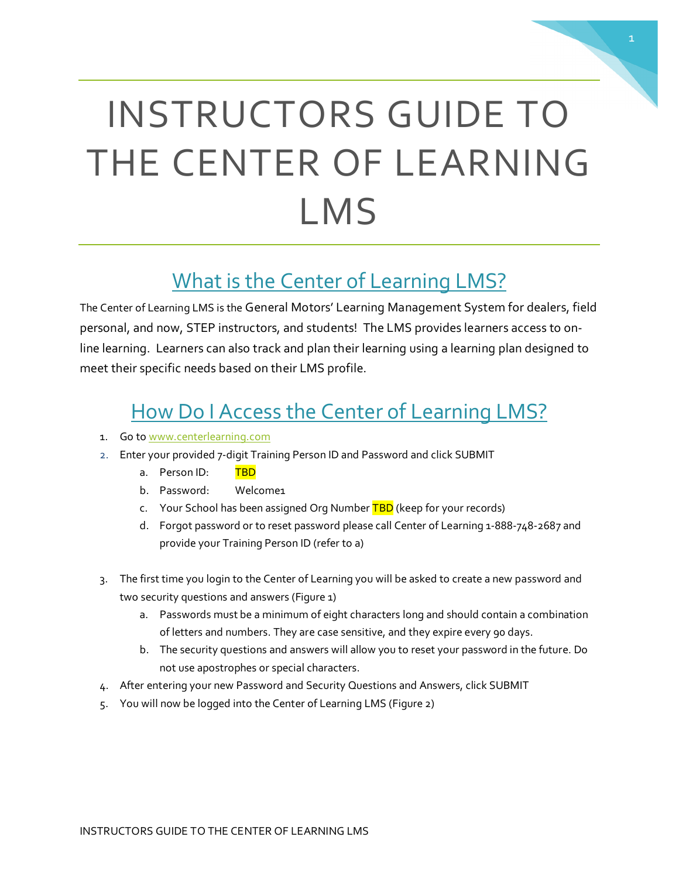# INSTRUCTORS GUIDE TO THE CENTER OF LEARNING LMS

## What is the Center of Learning LMS?

The Center of Learning LMS is the General Motors' Learning Management System for dealers, field personal, and now, STEP instructors, and students! The LMS provides learners access to on-line learning. Learners can also track and plan their learning using a learning plan designed to meet their specific needs based on their LMS profile.

## How Do I Access the Center of Learning LMS?

1. Go to www.centerlearning.com
2. Enter your provided 7-digit Training Person ID and Password and click SUBMIT
   a. Person ID: TBD
   b. Password: Welcome1
   c. Your School has been assigned Org Number TBD (keep for your records)
   d. Forgot password or to reset password please call Center of Learning 1-888-748-2687 and provide your Training Person ID (refer to a)

3. The first time you login to the Center of Learning you will be asked to create a new password and two security questions and answers (Figure 1)
   a. Passwords must be a minimum of eight characters long and should contain a combination of letters and numbers. They are case sensitive, and they expire every 90 days.
   b. The security questions and answers will allow you to reset your password in the future. Do not use apostrophes or special characters.
4. After entering your new Password and Security Questions and Answers, click SUBMIT
5. You will now be logged into the Center of Learning LMS (Figure 2)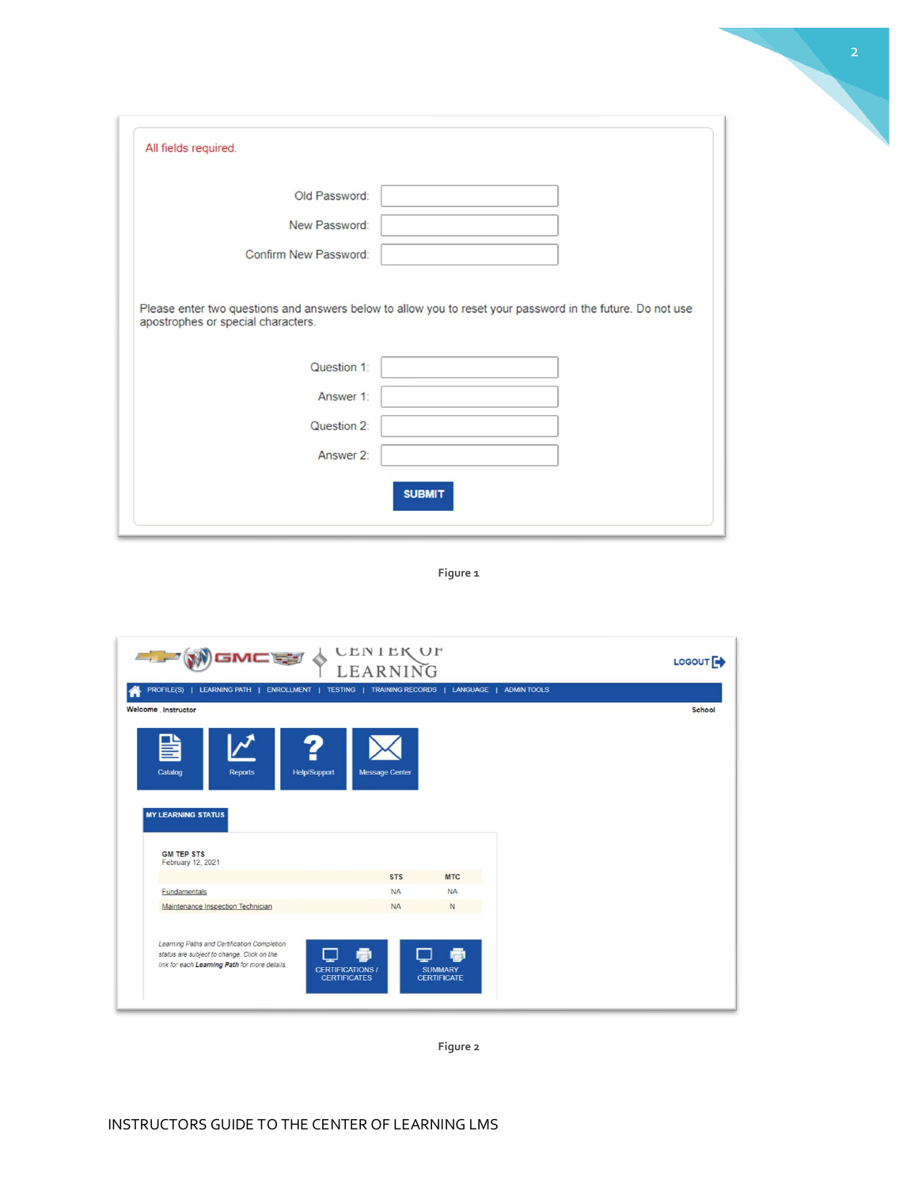All fields required.

Old Password:

New Password:

Confirm New Password:

Please enter two questions and answers below to allow you to reset your password in the future. Do not use apostrophes or special characters.

Question 1:

Answer 1:

Question 2:

Answer 2:

SUBMIT

Figure 1

CENTER OF LEARNING

LOGOUT

PROFILE(S) | LEARNING PATH | ENROLLMENT | TESTING | TRAINING RECORDS | LANGUAGE | ADMIN TOOLS

Welcome , Instructor

School

Catalog | Reports | Help/Support | Message Center

MY LEARNING STATUS

GM TEP STS
February 12, 2021

| | STS | MTC |
|---|---|---|
| Fundamentals | NA | NA |
| Maintenance Inspection Technician | NA | N |

*Learning Paths and Certification Completion status are subject to change. Click on the link for each **Learning Path** for more details.*

CERTIFICATIONS / CERTIFICATES

SUMMARY CERTIFICATE

Figure 2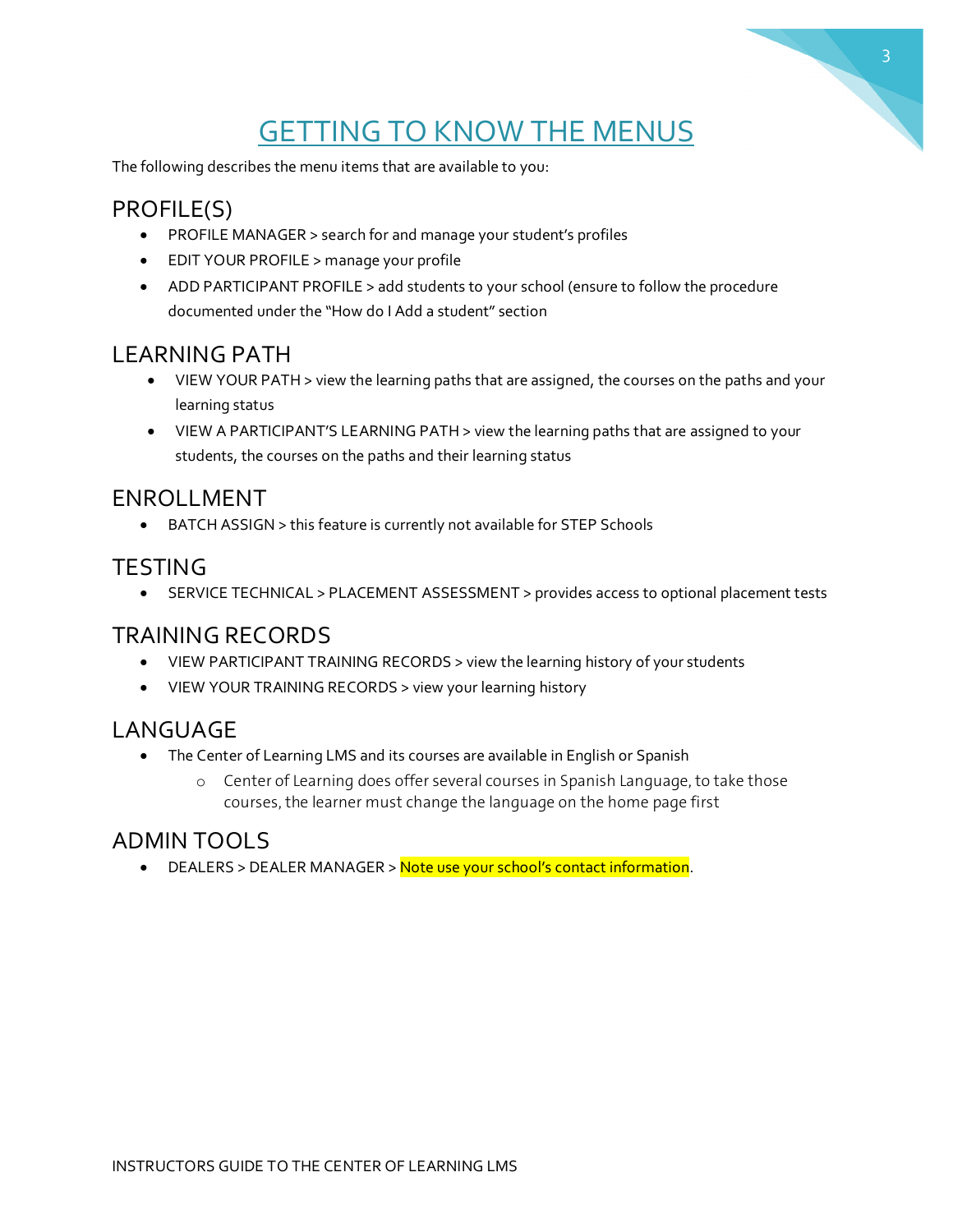# GETTING TO KNOW THE MENUS

The following describes the menu items that are available to you:

## PROFILE(S)

- PROFILE MANAGER > search for and manage your student's profiles
- EDIT YOUR PROFILE > manage your profile
- ADD PARTICIPANT PROFILE > add students to your school (ensure to follow the procedure documented under the "How do I Add a student" section

## LEARNING PATH

- VIEW YOUR PATH > view the learning paths that are assigned, the courses on the paths and your learning status
- VIEW A PARTICIPANT'S LEARNING PATH > view the learning paths that are assigned to your students, the courses on the paths and their learning status

## ENROLLMENT

- BATCH ASSIGN > this feature is currently not available for STEP Schools

## TESTING

- SERVICE TECHNICAL > PLACEMENT ASSESSMENT > provides access to optional placement tests

## TRAINING RECORDS

- VIEW PARTICIPANT TRAINING RECORDS > view the learning history of your students
- VIEW YOUR TRAINING RECORDS > view your learning history

## LANGUAGE

- The Center of Learning LMS and its courses are available in English or Spanish
  - Center of Learning does offer several courses in Spanish Language, to take those courses, the learner must change the language on the home page first

## ADMIN TOOLS

- DEALERS > DEALER MANAGER > Note use your school's contact information.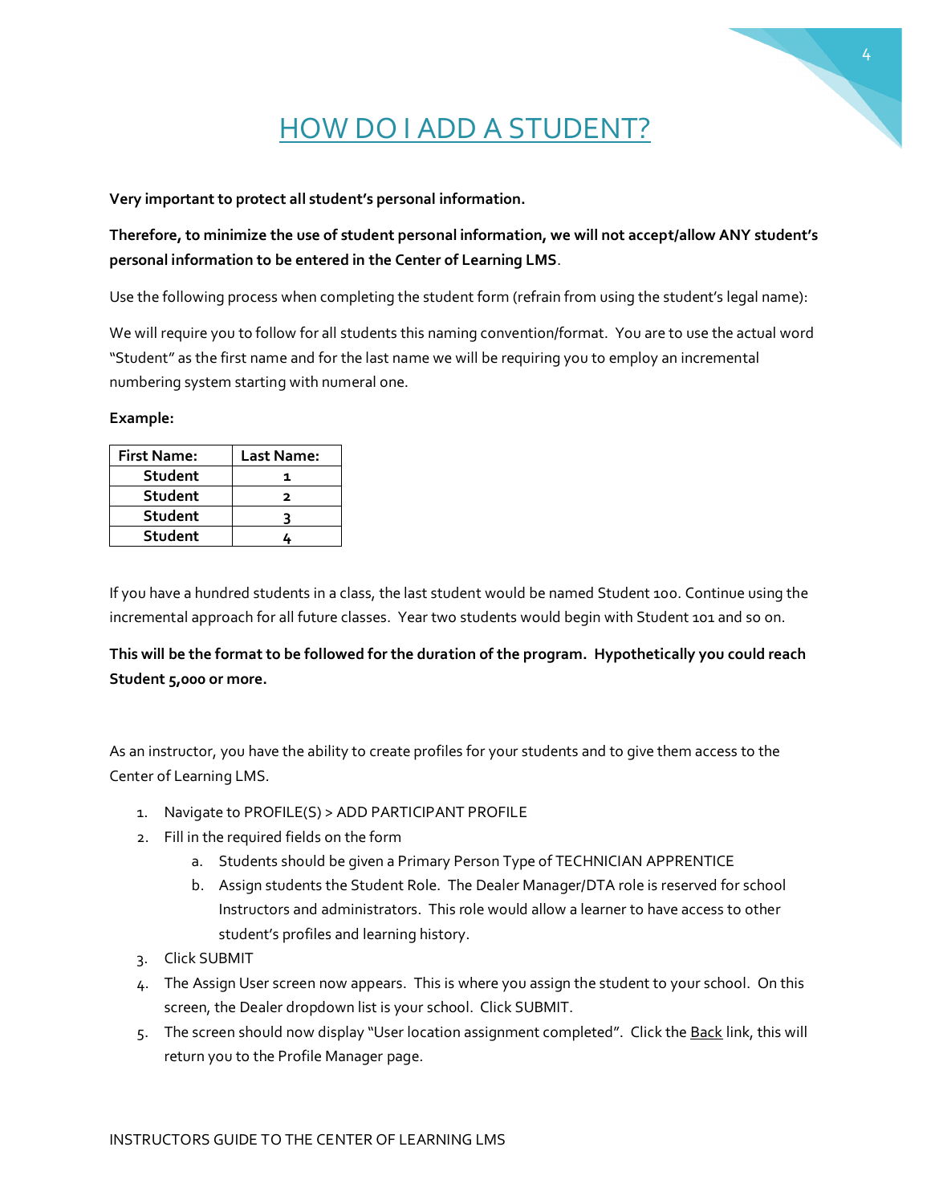# HOW DO I ADD A STUDENT?

**Very important to protect all student's personal information.**

**Therefore, to minimize the use of student personal information, we will not accept/allow ANY student's personal information to be entered in the Center of Learning LMS**.

Use the following process when completing the student form (refrain from using the student's legal name):

We will require you to follow for all students this naming convention/format. You are to use the actual word "Student" as the first name and for the last name we will be requiring you to employ an incremental numbering system starting with numeral one.

**Example:**

| First Name: | Last Name: |
|---|---|
| **Student** | **1** |
| **Student** | **2** |
| **Student** | **3** |
| **Student** | **4** |

If you have a hundred students in a class, the last student would be named Student 100. Continue using the incremental approach for all future classes. Year two students would begin with Student 101 and so on.

**This will be the format to be followed for the duration of the program. Hypothetically you could reach Student 5,000 or more.**

As an instructor, you have the ability to create profiles for your students and to give them access to the Center of Learning LMS.

1. Navigate to PROFILE(S) > ADD PARTICIPANT PROFILE
2. Fill in the required fields on the form
   a. Students should be given a Primary Person Type of TECHNICIAN APPRENTICE
   b. Assign students the Student Role. The Dealer Manager/DTA role is reserved for school Instructors and administrators. This role would allow a learner to have access to other student's profiles and learning history.
3. Click SUBMIT
4. The Assign User screen now appears. This is where you assign the student to your school. On this screen, the Dealer dropdown list is your school. Click SUBMIT.
5. The screen should now display "User location assignment completed". Click the Back link, this will return you to the Profile Manager page.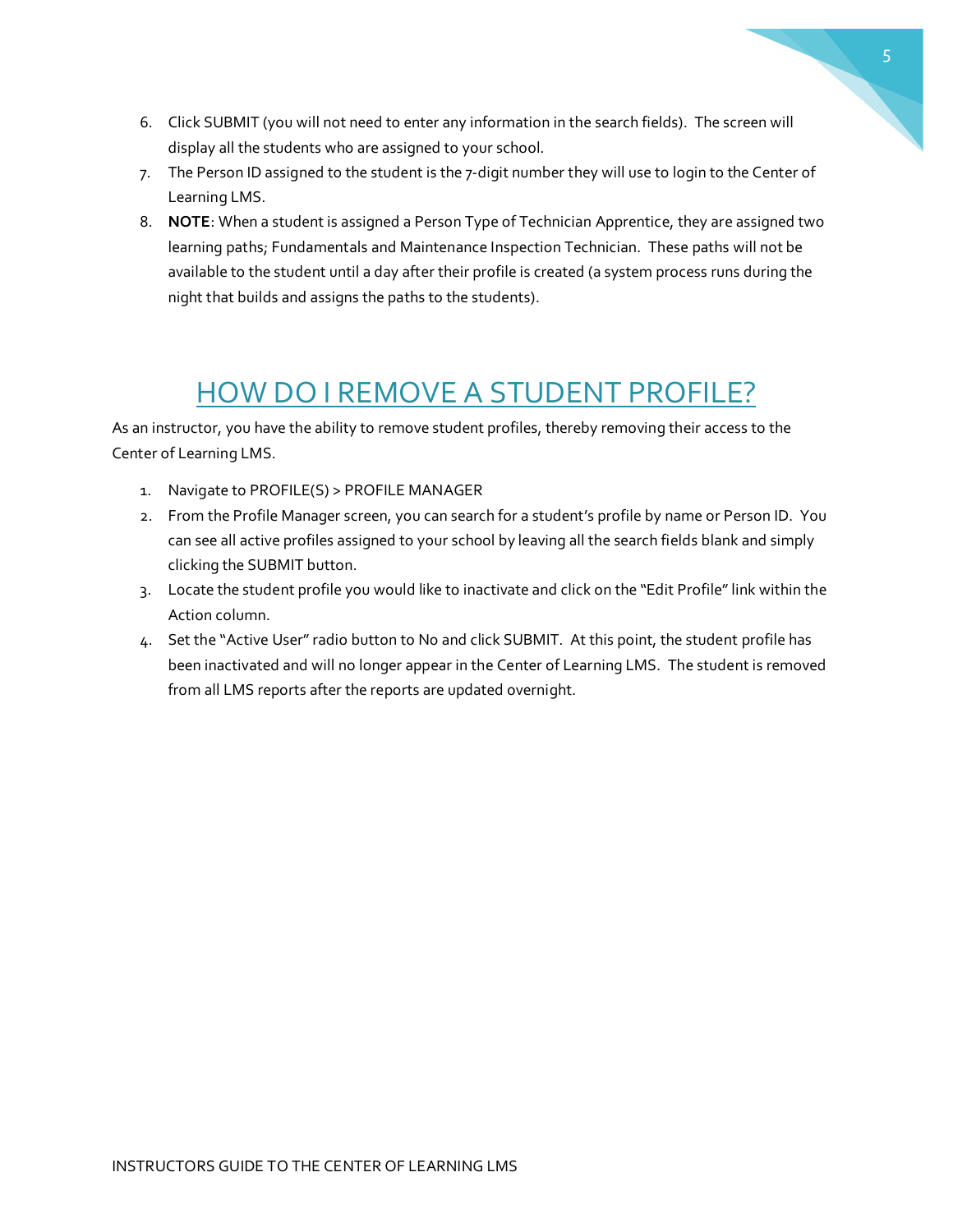6. Click SUBMIT (you will not need to enter any information in the search fields). The screen will display all the students who are assigned to your school.
7. The Person ID assigned to the student is the 7-digit number they will use to login to the Center of Learning LMS.
8. **NOTE**: When a student is assigned a Person Type of Technician Apprentice, they are assigned two learning paths; Fundamentals and Maintenance Inspection Technician. These paths will not be available to the student until a day after their profile is created (a system process runs during the night that builds and assigns the paths to the students).

# HOW DO I REMOVE A STUDENT PROFILE?

As an instructor, you have the ability to remove student profiles, thereby removing their access to the Center of Learning LMS.

1. Navigate to PROFILE(S) > PROFILE MANAGER
2. From the Profile Manager screen, you can search for a student's profile by name or Person ID. You can see all active profiles assigned to your school by leaving all the search fields blank and simply clicking the SUBMIT button.
3. Locate the student profile you would like to inactivate and click on the "Edit Profile" link within the Action column.
4. Set the "Active User" radio button to No and click SUBMIT. At this point, the student profile has been inactivated and will no longer appear in the Center of Learning LMS. The student is removed from all LMS reports after the reports are updated overnight.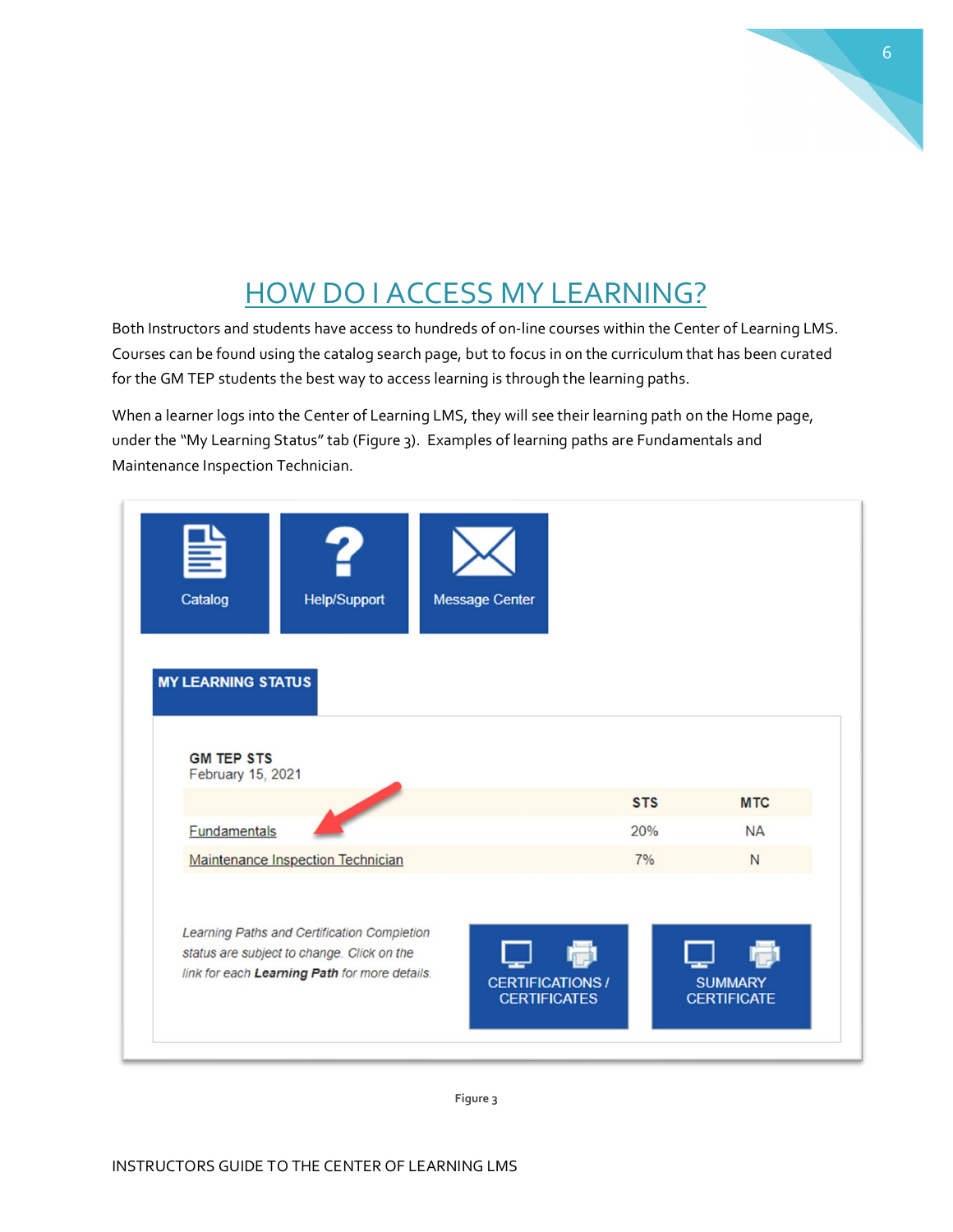# HOW DO I ACCESS MY LEARNING?

Both Instructors and students have access to hundreds of on-line courses within the Center of Learning LMS. Courses can be found using the catalog search page, but to focus in on the curriculum that has been curated for the GM TEP students the best way to access learning is through the learning paths.

When a learner logs into the Center of Learning LMS, they will see their learning path on the Home page, under the "My Learning Status" tab (Figure 3). Examples of learning paths are Fundamentals and Maintenance Inspection Technician.

Catalog | Help/Support | Message Center

**MY LEARNING STATUS**

**GM TEP STS**
February 15, 2021

| | STS | MTC |
|---|---|---|
| Fundamentals | 20% | NA |
| Maintenance Inspection Technician | 7% | N |

*Learning Paths and Certification Completion status are subject to change. Click on the link for each **Learning Path** for more details.*

CERTIFICATIONS / CERTIFICATES | SUMMARY CERTIFICATE

Figure 3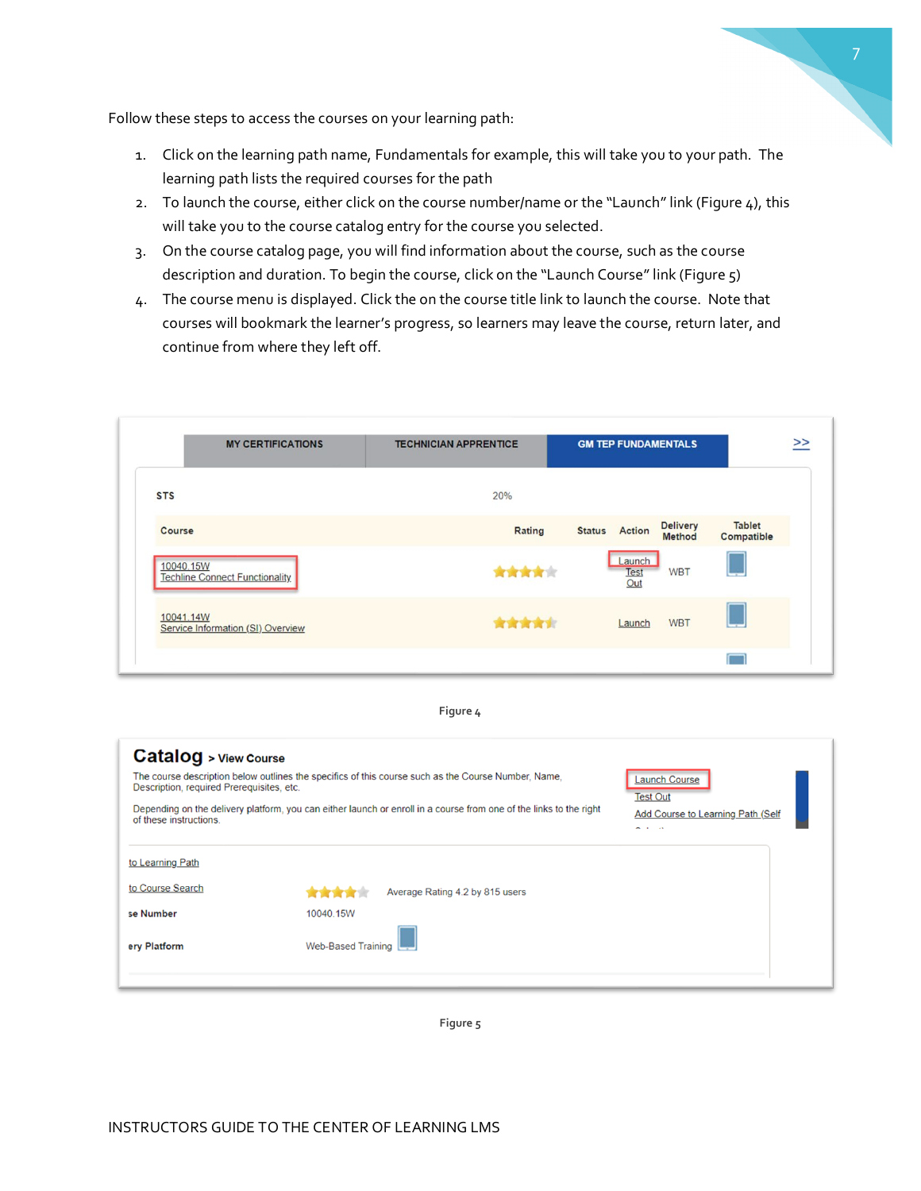Follow these steps to access the courses on your learning path:

1. Click on the learning path name, Fundamentals for example, this will take you to your path. The learning path lists the required courses for the path
2. To launch the course, either click on the course number/name or the "Launch" link (Figure 4), this will take you to the course catalog entry for the course you selected.
3. On the course catalog page, you will find information about the course, such as the course description and duration. To begin the course, click on the "Launch Course" link (Figure 5)
4. The course menu is displayed. Click the on the course title link to launch the course. Note that courses will bookmark the learner's progress, so learners may leave the course, return later, and continue from where they left off.

Figure 4

Figure 5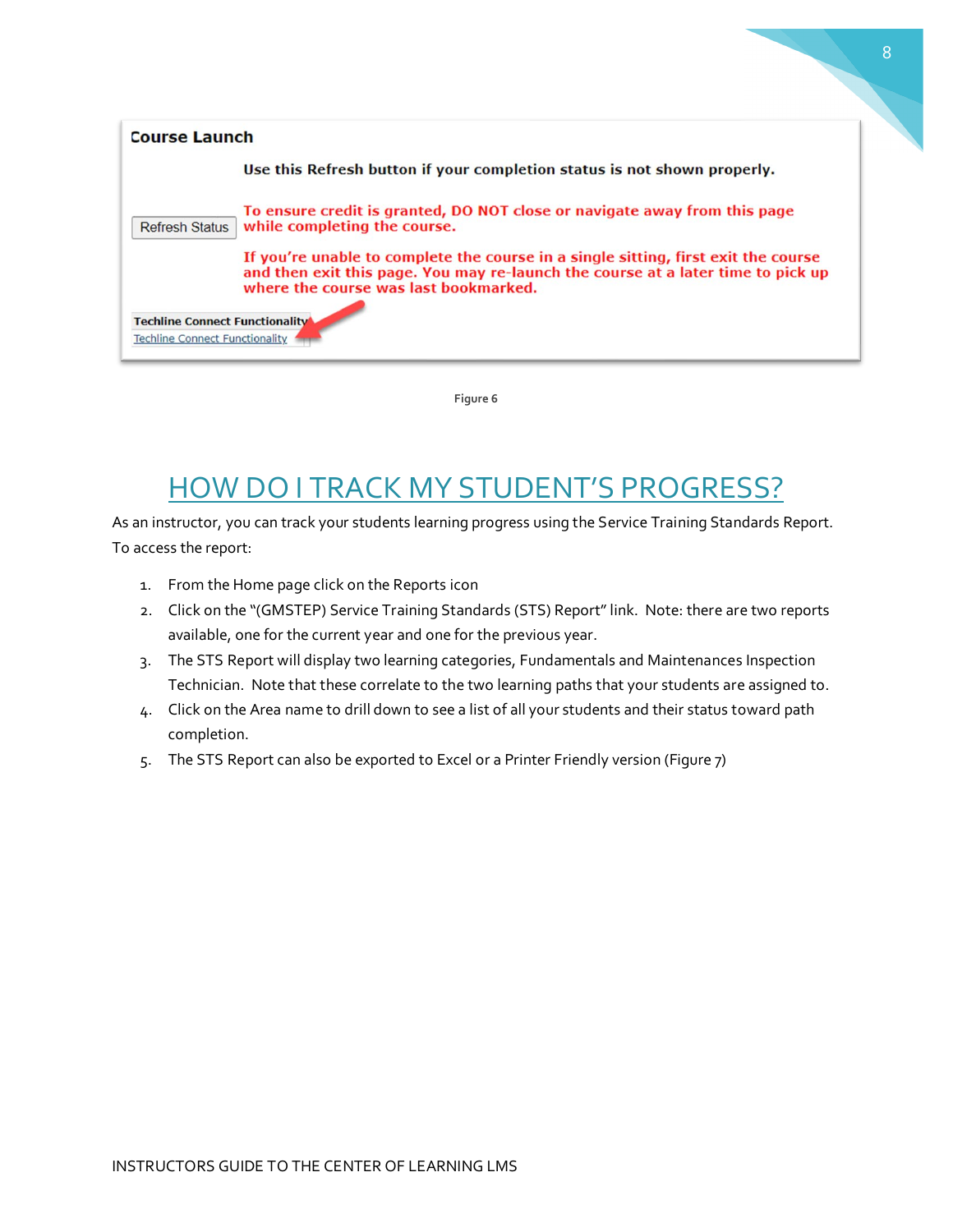Course Launch

Use this Refresh button if your completion status is not shown properly.

Refresh Status

To ensure credit is granted, DO NOT close or navigate away from this page while completing the course.

If you're unable to complete the course in a single sitting, first exit the course and then exit this page. You may re-launch the course at a later time to pick up where the course was last bookmarked.

Techline Connect Functionality

Techline Connect Functionality

Figure 6

# HOW DO I TRACK MY STUDENT'S PROGRESS?

As an instructor, you can track your students learning progress using the Service Training Standards Report. To access the report:

1. From the Home page click on the Reports icon
2. Click on the "(GMSTEP) Service Training Standards (STS) Report" link. Note: there are two reports available, one for the current year and one for the previous year.
3. The STS Report will display two learning categories, Fundamentals and Maintenances Inspection Technician. Note that these correlate to the two learning paths that your students are assigned to.
4. Click on the Area name to drill down to see a list of all your students and their status toward path completion.
5. The STS Report can also be exported to Excel or a Printer Friendly version (Figure 7)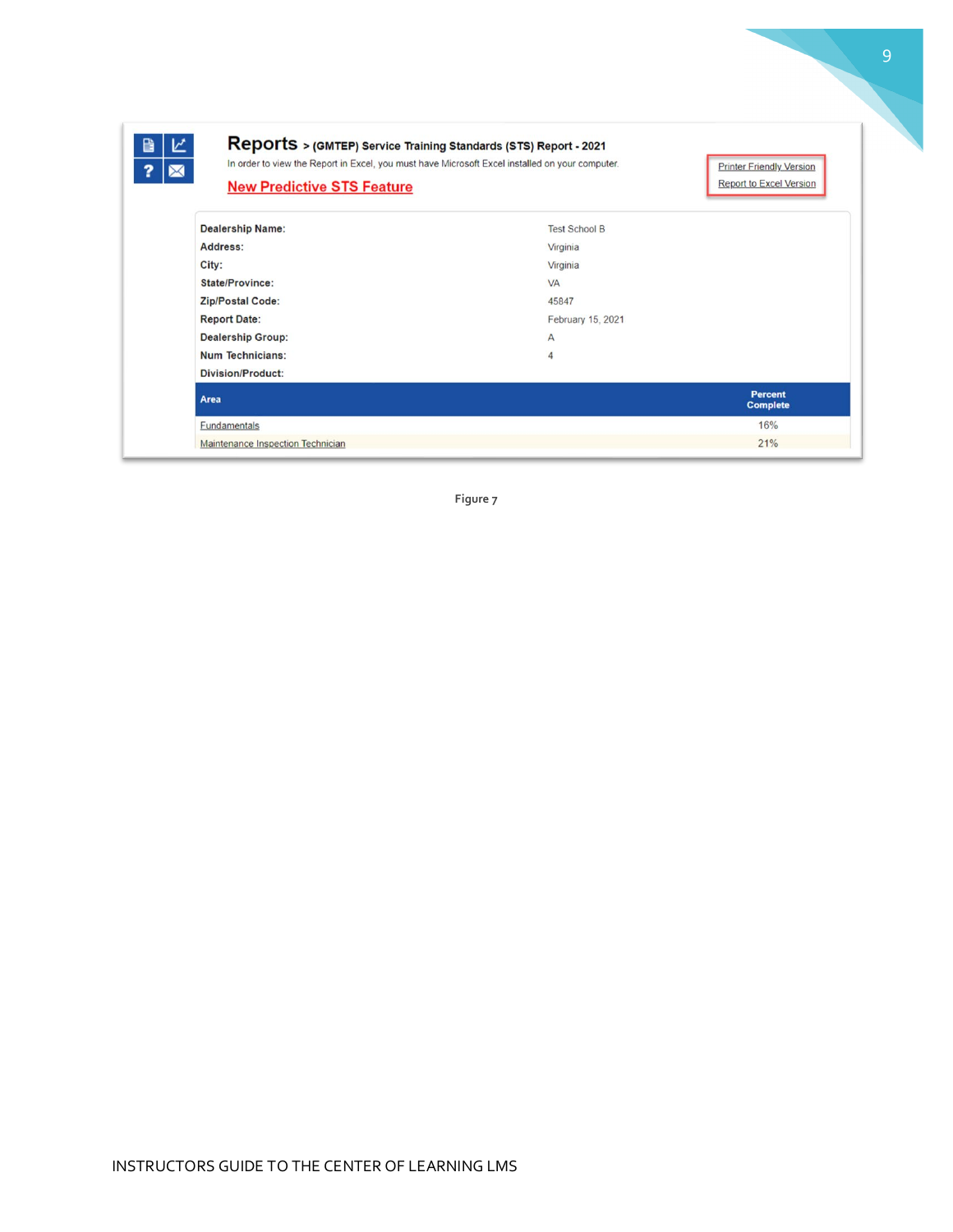Reports > (GMTEP) Service Training Standards (STS) Report - 2021

In order to view the Report in Excel, you must have Microsoft Excel installed on your computer.

New Predictive STS Feature

Printer Friendly Version

Report to Excel Version

| | |
|---|---|
| **Dealership Name:** | Test School B |
| **Address:** | Virginia |
| **City:** | Virginia |
| **State/Province:** | VA |
| **Zip/Postal Code:** | 45847 |
| **Report Date:** | February 15, 2021 |
| **Dealership Group:** | A |
| **Num Technicians:** | 4 |
| **Division/Product:** | |

| Area | Percent Complete |
|---|---|
| Fundamentals | 16% |
| Maintenance Inspection Technician | 21% |

Figure 7